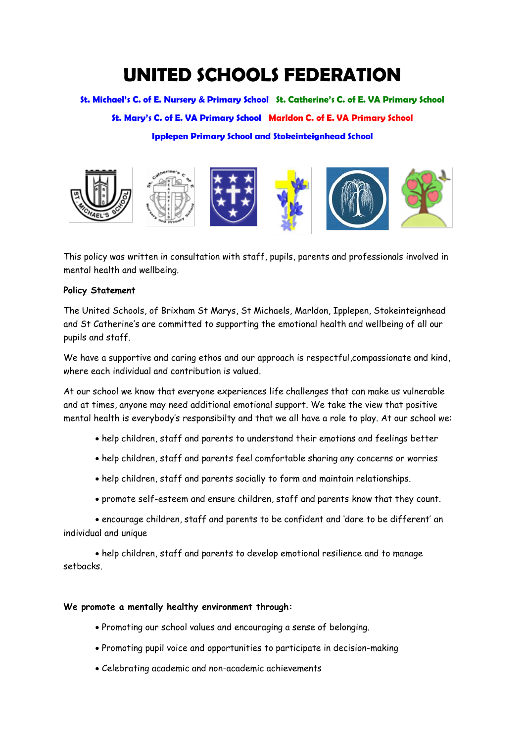# UNITED SCHOOLS FEDERATION

**St. Michael's C. of E. Nursery & Primary School** **St. Catherine's C. of E. VA Primary School**

**St. Mary's C. of E. VA Primary School** **Marldon C. of E. VA Primary School**

**Ipplepen Primary School and Stokeinteignhead School**

This policy was written in consultation with staff, pupils, parents and professionals involved in mental health and wellbeing.

**Policy Statement**

The United Schools, of Brixham St Marys, St Michaels, Marldon, Ipplepen, Stokeinteignhead and St Catherine's are committed to supporting the emotional health and wellbeing of all our pupils and staff.

We have a supportive and caring ethos and our approach is respectful,compassionate and kind, where each individual and contribution is valued.

At our school we know that everyone experiences life challenges that can make us vulnerable and at times, anyone may need additional emotional support. We take the view that positive mental health is everybody's responsibilty and that we all have a role to play. At our school we:

- help children, staff and parents to understand their emotions and feelings better
- help children, staff and parents feel comfortable sharing any concerns or worries
- help children, staff and parents socially to form and maintain relationships.
- promote self-esteem and ensure children, staff and parents know that they count.
- encourage children, staff and parents to be confident and 'dare to be different' an individual and unique
- help children, staff and parents to develop emotional resilience and to manage setbacks.

**We promote a mentally healthy environment through:**

- Promoting our school values and encouraging a sense of belonging.
- Promoting pupil voice and opportunities to participate in decision-making
- Celebrating academic and non-academic achievements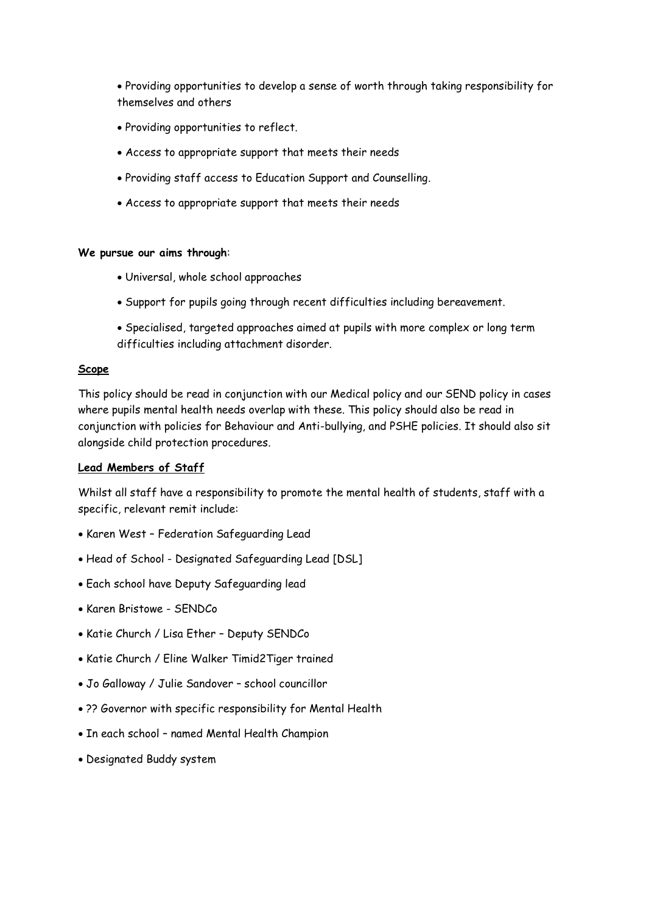- Providing opportunities to develop a sense of worth through taking responsibility for themselves and others
- Providing opportunities to reflect.
- Access to appropriate support that meets their needs
- Providing staff access to Education Support and Counselling.
- Access to appropriate support that meets their needs

**We pursue our aims through**:

- Universal, whole school approaches
- Support for pupils going through recent difficulties including bereavement.
- Specialised, targeted approaches aimed at pupils with more complex or long term difficulties including attachment disorder.

**Scope**

This policy should be read in conjunction with our Medical policy and our SEND policy in cases where pupils mental health needs overlap with these. This policy should also be read in conjunction with policies for Behaviour and Anti-bullying, and PSHE policies. It should also sit alongside child protection procedures.

**Lead Members of Staff**

Whilst all staff have a responsibility to promote the mental health of students, staff with a specific, relevant remit include:

- Karen West – Federation Safeguarding Lead
- Head of School - Designated Safeguarding Lead [DSL]
- Each school have Deputy Safeguarding lead
- Karen Bristowe - SENDCo
- Katie Church / Lisa Ether – Deputy SENDCo
- Katie Church / Eline Walker Timid2Tiger trained
- Jo Galloway / Julie Sandover – school councillor
- ?? Governor with specific responsibility for Mental Health
- In each school – named Mental Health Champion
- Designated Buddy system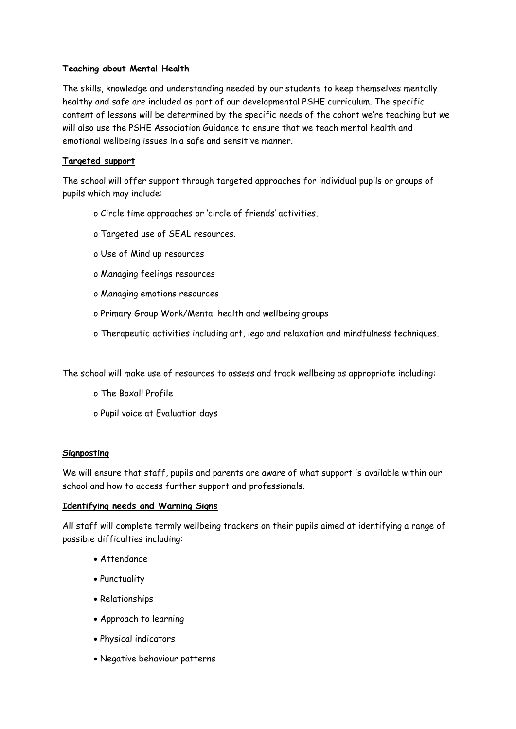**Teaching about Mental Health**

The skills, knowledge and understanding needed by our students to keep themselves mentally healthy and safe are included as part of our developmental PSHE curriculum. The specific content of lessons will be determined by the specific needs of the cohort we're teaching but we will also use the PSHE Association Guidance to ensure that we teach mental health and emotional wellbeing issues in a safe and sensitive manner.

**Targeted support**

The school will offer support through targeted approaches for individual pupils or groups of pupils which may include:

- Circle time approaches or 'circle of friends' activities.
- Targeted use of SEAL resources.
- Use of Mind up resources
- Managing feelings resources
- Managing emotions resources
- Primary Group Work/Mental health and wellbeing groups
- Therapeutic activities including art, lego and relaxation and mindfulness techniques.

The school will make use of resources to assess and track wellbeing as appropriate including:

- The Boxall Profile
- Pupil voice at Evaluation days

**Signposting**

We will ensure that staff, pupils and parents are aware of what support is available within our school and how to access further support and professionals.

**Identifying needs and Warning Signs**

All staff will complete termly wellbeing trackers on their pupils aimed at identifying a range of possible difficulties including:

- Attendance
- Punctuality
- Relationships
- Approach to learning
- Physical indicators
- Negative behaviour patterns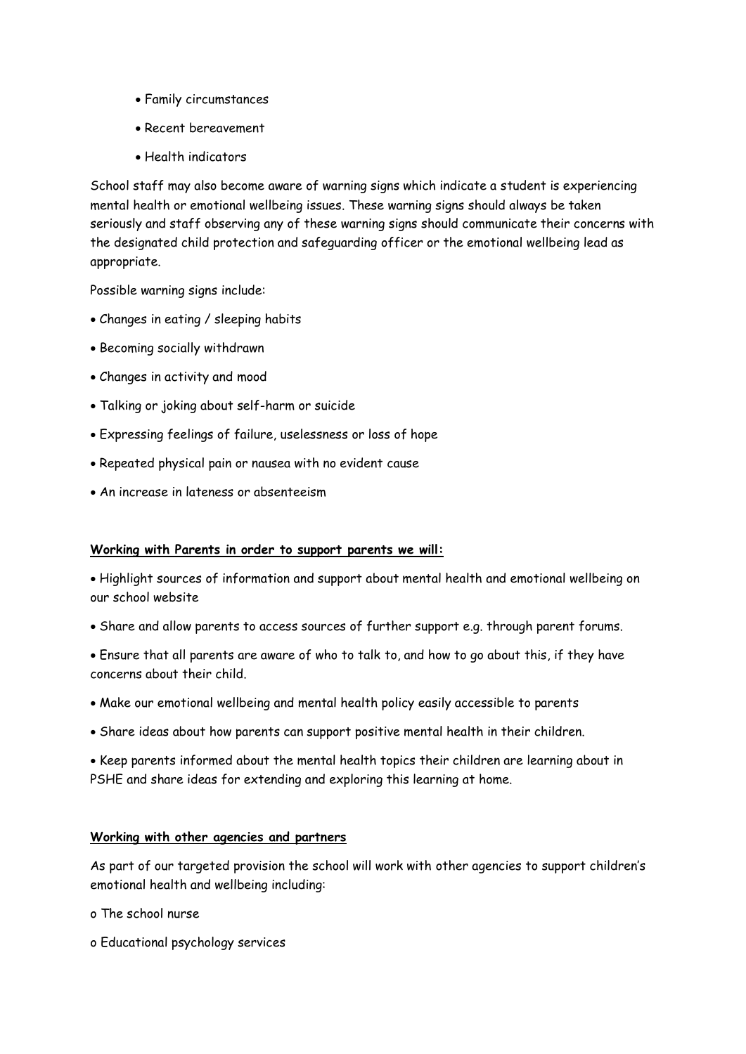- Family circumstances
- Recent bereavement
- Health indicators

School staff may also become aware of warning signs which indicate a student is experiencing mental health or emotional wellbeing issues. These warning signs should always be taken seriously and staff observing any of these warning signs should communicate their concerns with the designated child protection and safeguarding officer or the emotional wellbeing lead as appropriate.

Possible warning signs include:

- Changes in eating / sleeping habits
- Becoming socially withdrawn
- Changes in activity and mood
- Talking or joking about self-harm or suicide
- Expressing feelings of failure, uselessness or loss of hope
- Repeated physical pain or nausea with no evident cause
- An increase in lateness or absenteeism

**Working with Parents in order to support parents we will:**

- Highlight sources of information and support about mental health and emotional wellbeing on our school website
- Share and allow parents to access sources of further support e.g. through parent forums.
- Ensure that all parents are aware of who to talk to, and how to go about this, if they have concerns about their child.
- Make our emotional wellbeing and mental health policy easily accessible to parents
- Share ideas about how parents can support positive mental health in their children.
- Keep parents informed about the mental health topics their children are learning about in PSHE and share ideas for extending and exploring this learning at home.

**Working with other agencies and partners**

As part of our targeted provision the school will work with other agencies to support children's emotional health and wellbeing including:

- The school nurse
- Educational psychology services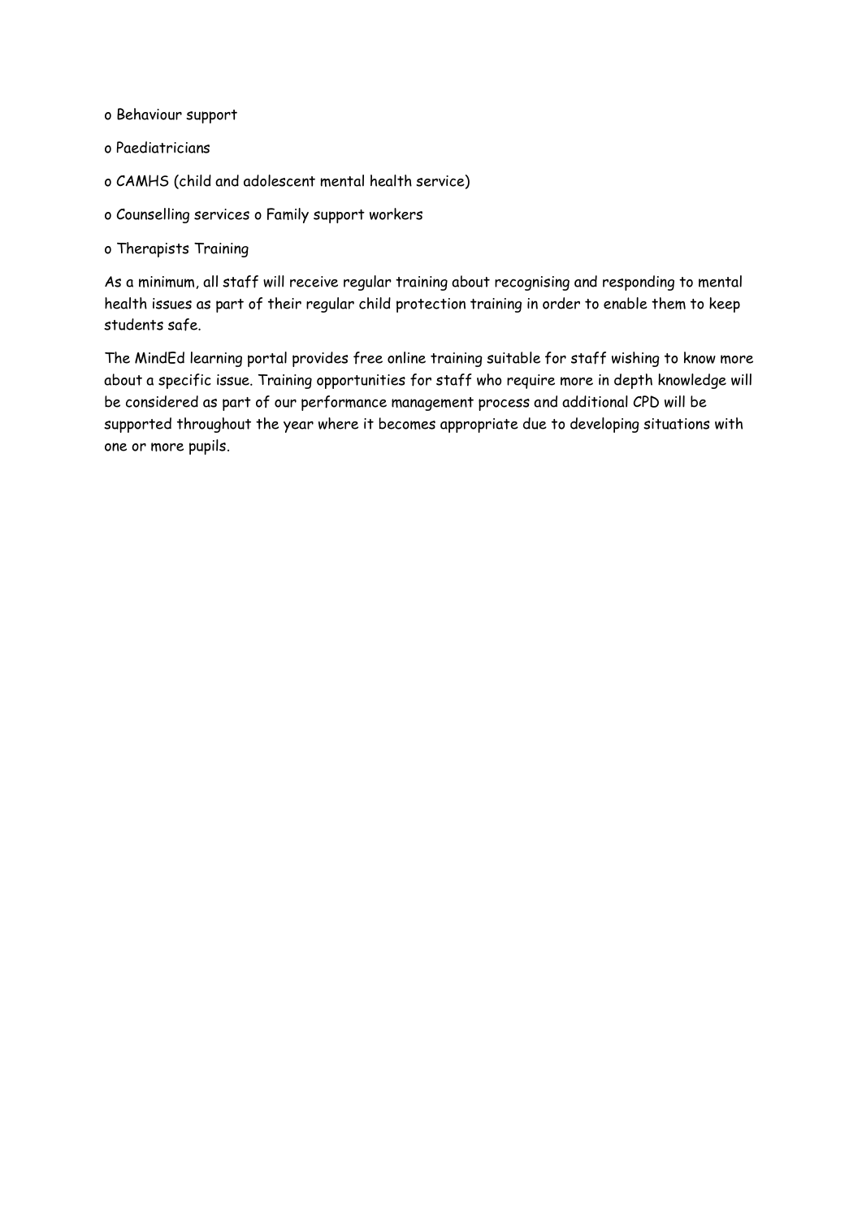o Behaviour support

o Paediatricians

o CAMHS (child and adolescent mental health service)

o Counselling services o Family support workers

o Therapists Training

As a minimum, all staff will receive regular training about recognising and responding to mental health issues as part of their regular child protection training in order to enable them to keep students safe.

The MindEd learning portal provides free online training suitable for staff wishing to know more about a specific issue. Training opportunities for staff who require more in depth knowledge will be considered as part of our performance management process and additional CPD will be supported throughout the year where it becomes appropriate due to developing situations with one or more pupils.